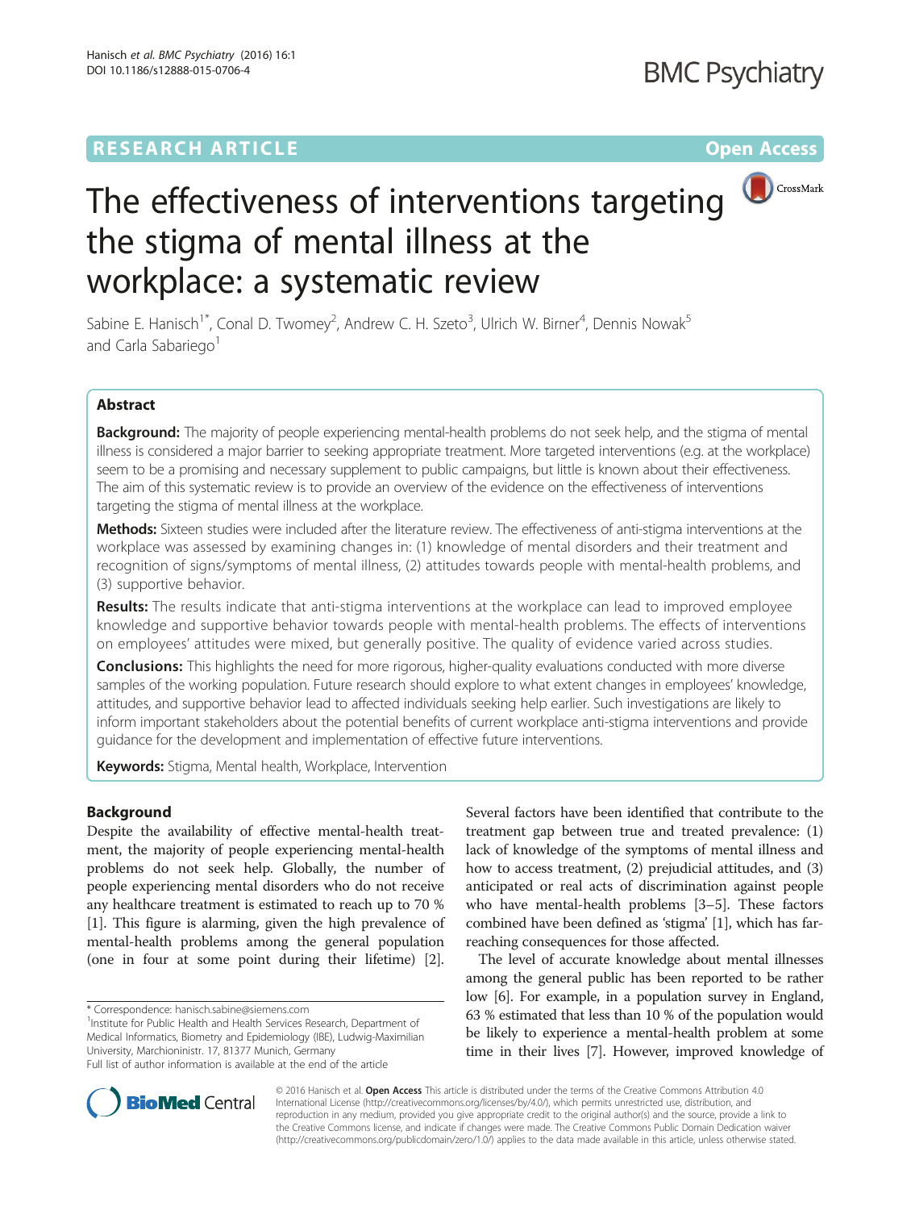RESEARCH ARTICLE

Open Access

# The effectiveness of interventions targeting the stigma of mental illness at the workplace: a systematic review

Sabine E. Hanisch[1*], Conal D. Twomey[2], Andrew C. H. Szeto[3], Ulrich W. Birner[4], Dennis Nowak[5] and Carla Sabariego[1]

## Abstract

**Background:** The majority of people experiencing mental-health problems do not seek help, and the stigma of mental illness is considered a major barrier to seeking appropriate treatment. More targeted interventions (e.g. at the workplace) seem to be a promising and necessary supplement to public campaigns, but little is known about their effectiveness. The aim of this systematic review is to provide an overview of the evidence on the effectiveness of interventions targeting the stigma of mental illness at the workplace.

**Methods:** Sixteen studies were included after the literature review. The effectiveness of anti-stigma interventions at the workplace was assessed by examining changes in: (1) knowledge of mental disorders and their treatment and recognition of signs/symptoms of mental illness, (2) attitudes towards people with mental-health problems, and (3) supportive behavior.

**Results:** The results indicate that anti-stigma interventions at the workplace can lead to improved employee knowledge and supportive behavior towards people with mental-health problems. The effects of interventions on employees' attitudes were mixed, but generally positive. The quality of evidence varied across studies.

**Conclusions:** This highlights the need for more rigorous, higher-quality evaluations conducted with more diverse samples of the working population. Future research should explore to what extent changes in employees' knowledge, attitudes, and supportive behavior lead to affected individuals seeking help earlier. Such investigations are likely to inform important stakeholders about the potential benefits of current workplace anti-stigma interventions and provide guidance for the development and implementation of effective future interventions.

**Keywords:** Stigma, Mental health, Workplace, Intervention

## Background

Despite the availability of effective mental-health treatment, the majority of people experiencing mental-health problems do not seek help. Globally, the number of people experiencing mental disorders who do not receive any healthcare treatment is estimated to reach up to 70 % [1]. This figure is alarming, given the high prevalence of mental-health problems among the general population (one in four at some point during their lifetime) [2]. Several factors have been identified that contribute to the treatment gap between true and treated prevalence: (1) lack of knowledge of the symptoms of mental illness and how to access treatment, (2) prejudicial attitudes, and (3) anticipated or real acts of discrimination against people who have mental-health problems [3–5]. These factors combined have been defined as 'stigma' [1], which has far-reaching consequences for those affected.

The level of accurate knowledge about mental illnesses among the general public has been reported to be rather low [6]. For example, in a population survey in England, 63 % estimated that less than 10 % of the population would be likely to experience a mental-health problem at some time in their lives [7]. However, improved knowledge of

\* Correspondence: hanisch.sabine@siemens.com
[1]Institute for Public Health and Health Services Research, Department of Medical Informatics, Biometry and Epidemiology (IBE), Ludwig-Maximilian University, Marchioninistr. 17, 81377 Munich, Germany
Full list of author information is available at the end of the article

© 2016 Hanisch et al. **Open Access** This article is distributed under the terms of the Creative Commons Attribution 4.0 International License (http://creativecommons.org/licenses/by/4.0/), which permits unrestricted use, distribution, and reproduction in any medium, provided you give appropriate credit to the original author(s) and the source, provide a link to the Creative Commons license, and indicate if changes were made. The Creative Commons Public Domain Dedication waiver (http://creativecommons.org/publicdomain/zero/1.0/) applies to the data made available in this article, unless otherwise stated.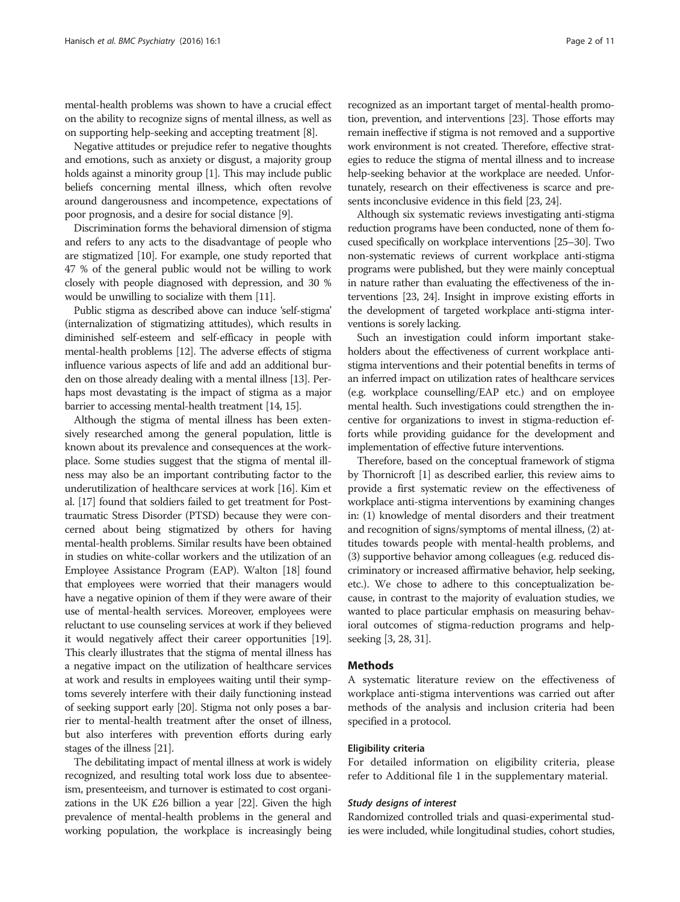mental-health problems was shown to have a crucial effect on the ability to recognize signs of mental illness, as well as on supporting help-seeking and accepting treatment [8].

Negative attitudes or prejudice refer to negative thoughts and emotions, such as anxiety or disgust, a majority group holds against a minority group [1]. This may include public beliefs concerning mental illness, which often revolve around dangerousness and incompetence, expectations of poor prognosis, and a desire for social distance [9].

Discrimination forms the behavioral dimension of stigma and refers to any acts to the disadvantage of people who are stigmatized [10]. For example, one study reported that 47 % of the general public would not be willing to work closely with people diagnosed with depression, and 30 % would be unwilling to socialize with them [11].

Public stigma as described above can induce 'self-stigma' (internalization of stigmatizing attitudes), which results in diminished self-esteem and self-efficacy in people with mental-health problems [12]. The adverse effects of stigma influence various aspects of life and add an additional burden on those already dealing with a mental illness [13]. Perhaps most devastating is the impact of stigma as a major barrier to accessing mental-health treatment [14, 15].

Although the stigma of mental illness has been extensively researched among the general population, little is known about its prevalence and consequences at the workplace. Some studies suggest that the stigma of mental illness may also be an important contributing factor to the underutilization of healthcare services at work [16]. Kim et al. [17] found that soldiers failed to get treatment for Post-traumatic Stress Disorder (PTSD) because they were concerned about being stigmatized by others for having mental-health problems. Similar results have been obtained in studies on white-collar workers and the utilization of an Employee Assistance Program (EAP). Walton [18] found that employees were worried that their managers would have a negative opinion of them if they were aware of their use of mental-health services. Moreover, employees were reluctant to use counseling services at work if they believed it would negatively affect their career opportunities [19]. This clearly illustrates that the stigma of mental illness has a negative impact on the utilization of healthcare services at work and results in employees waiting until their symptoms severely interfere with their daily functioning instead of seeking support early [20]. Stigma not only poses a barrier to mental-health treatment after the onset of illness, but also interferes with prevention efforts during early stages of the illness [21].

The debilitating impact of mental illness at work is widely recognized, and resulting total work loss due to absenteeism, presenteeism, and turnover is estimated to cost organizations in the UK £26 billion a year [22]. Given the high prevalence of mental-health problems in the general and working population, the workplace is increasingly being recognized as an important target of mental-health promotion, prevention, and interventions [23]. Those efforts may remain ineffective if stigma is not removed and a supportive work environment is not created. Therefore, effective strategies to reduce the stigma of mental illness and to increase help-seeking behavior at the workplace are needed. Unfortunately, research on their effectiveness is scarce and presents inconclusive evidence in this field [23, 24].

Although six systematic reviews investigating anti-stigma reduction programs have been conducted, none of them focused specifically on workplace interventions [25–30]. Two non-systematic reviews of current workplace anti-stigma programs were published, but they were mainly conceptual in nature rather than evaluating the effectiveness of the interventions [23, 24]. Insight in improve existing efforts in the development of targeted workplace anti-stigma interventions is sorely lacking.

Such an investigation could inform important stakeholders about the effectiveness of current workplace anti-stigma interventions and their potential benefits in terms of an inferred impact on utilization rates of healthcare services (e.g. workplace counselling/EAP etc.) and on employee mental health. Such investigations could strengthen the incentive for organizations to invest in stigma-reduction efforts while providing guidance for the development and implementation of effective future interventions.

Therefore, based on the conceptual framework of stigma by Thornicroft [1] as described earlier, this review aims to provide a first systematic review on the effectiveness of workplace anti-stigma interventions by examining changes in: (1) knowledge of mental disorders and their treatment and recognition of signs/symptoms of mental illness, (2) attitudes towards people with mental-health problems, and (3) supportive behavior among colleagues (e.g. reduced discriminatory or increased affirmative behavior, help seeking, etc.). We chose to adhere to this conceptualization because, in contrast to the majority of evaluation studies, we wanted to place particular emphasis on measuring behavioral outcomes of stigma-reduction programs and help-seeking [3, 28, 31].

## Methods

A systematic literature review on the effectiveness of workplace anti-stigma interventions was carried out after methods of the analysis and inclusion criteria had been specified in a protocol.

### Eligibility criteria

For detailed information on eligibility criteria, please refer to Additional file 1 in the supplementary material.

#### *Study designs of interest*

Randomized controlled trials and quasi-experimental studies were included, while longitudinal studies, cohort studies,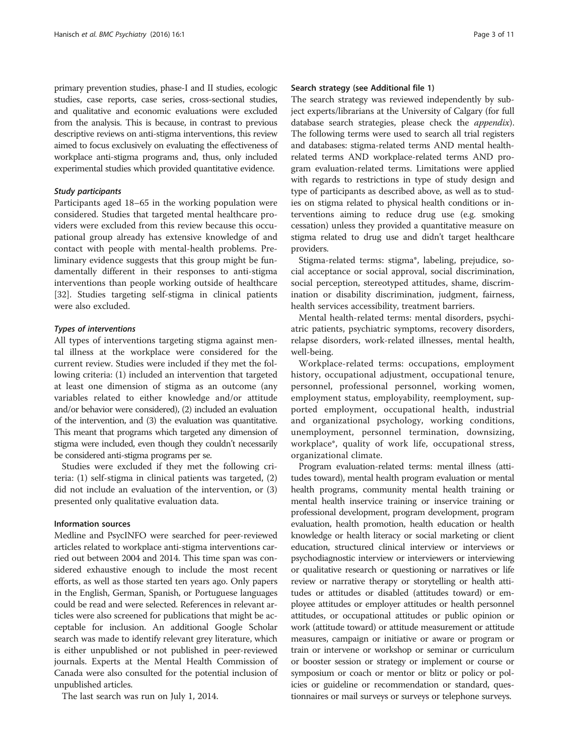primary prevention studies, phase-I and II studies, ecologic studies, case reports, case series, cross-sectional studies, and qualitative and economic evaluations were excluded from the analysis. This is because, in contrast to previous descriptive reviews on anti-stigma interventions, this review aimed to focus exclusively on evaluating the effectiveness of workplace anti-stigma programs and, thus, only included experimental studies which provided quantitative evidence.

### Study participants

Participants aged 18–65 in the working population were considered. Studies that targeted mental healthcare providers were excluded from this review because this occupational group already has extensive knowledge of and contact with people with mental-health problems. Preliminary evidence suggests that this group might be fundamentally different in their responses to anti-stigma interventions than people working outside of healthcare [32]. Studies targeting self-stigma in clinical patients were also excluded.

### Types of interventions

All types of interventions targeting stigma against mental illness at the workplace were considered for the current review. Studies were included if they met the following criteria: (1) included an intervention that targeted at least one dimension of stigma as an outcome (any variables related to either knowledge and/or attitude and/or behavior were considered), (2) included an evaluation of the intervention, and (3) the evaluation was quantitative. This meant that programs which targeted any dimension of stigma were included, even though they couldn't necessarily be considered anti-stigma programs per se.

Studies were excluded if they met the following criteria: (1) self-stigma in clinical patients was targeted, (2) did not include an evaluation of the intervention, or (3) presented only qualitative evaluation data.

## Information sources

Medline and PsycINFO were searched for peer-reviewed articles related to workplace anti-stigma interventions carried out between 2004 and 2014. This time span was considered exhaustive enough to include the most recent efforts, as well as those started ten years ago. Only papers in the English, German, Spanish, or Portuguese languages could be read and were selected. References in relevant articles were also screened for publications that might be acceptable for inclusion. An additional Google Scholar search was made to identify relevant grey literature, which is either unpublished or not published in peer-reviewed journals. Experts at the Mental Health Commission of Canada were also consulted for the potential inclusion of unpublished articles.

The last search was run on July 1, 2014.

## Search strategy (see Additional file 1)

The search strategy was reviewed independently by subject experts/librarians at the University of Calgary (for full database search strategies, please check the *appendix*). The following terms were used to search all trial registers and databases: stigma-related terms AND mental health-related terms AND workplace-related terms AND program evaluation-related terms. Limitations were applied with regards to restrictions in type of study design and type of participants as described above, as well as to studies on stigma related to physical health conditions or interventions aiming to reduce drug use (e.g. smoking cessation) unless they provided a quantitative measure on stigma related to drug use and didn't target healthcare providers.

Stigma-related terms: stigma*, labeling, prejudice, social acceptance or social approval, social discrimination, social perception, stereotyped attitudes, shame, discrimination or disability discrimination, judgment, fairness, health services accessibility, treatment barriers.

Mental health-related terms: mental disorders, psychiatric patients, psychiatric symptoms, recovery disorders, relapse disorders, work-related illnesses, mental health, well-being.

Workplace-related terms: occupations, employment history, occupational adjustment, occupational tenure, personnel, professional personnel, working women, employment status, employability, reemployment, supported employment, occupational health, industrial and organizational psychology, working conditions, unemployment, personnel termination, downsizing, workplace*, quality of work life, occupational stress, organizational climate.

Program evaluation-related terms: mental illness (attitudes toward), mental health program evaluation or mental health programs, community mental health training or mental health inservice training or inservice training or professional development, program development, program evaluation, health promotion, health education or health knowledge or health literacy or social marketing or client education, structured clinical interview or interviews or psychodiagnostic interview or interviewers or interviewing or qualitative research or questioning or narratives or life review or narrative therapy or storytelling or health attitudes or attitudes or disabled (attitudes toward) or employee attitudes or employer attitudes or health personnel attitudes, or occupational attitudes or public opinion or work (attitude toward) or attitude measurement or attitude measures, campaign or initiative or aware or program or train or intervene or workshop or seminar or curriculum or booster session or strategy or implement or course or symposium or coach or mentor or blitz or policy or policies or guideline or recommendation or standard, questionnaires or mail surveys or surveys or telephone surveys.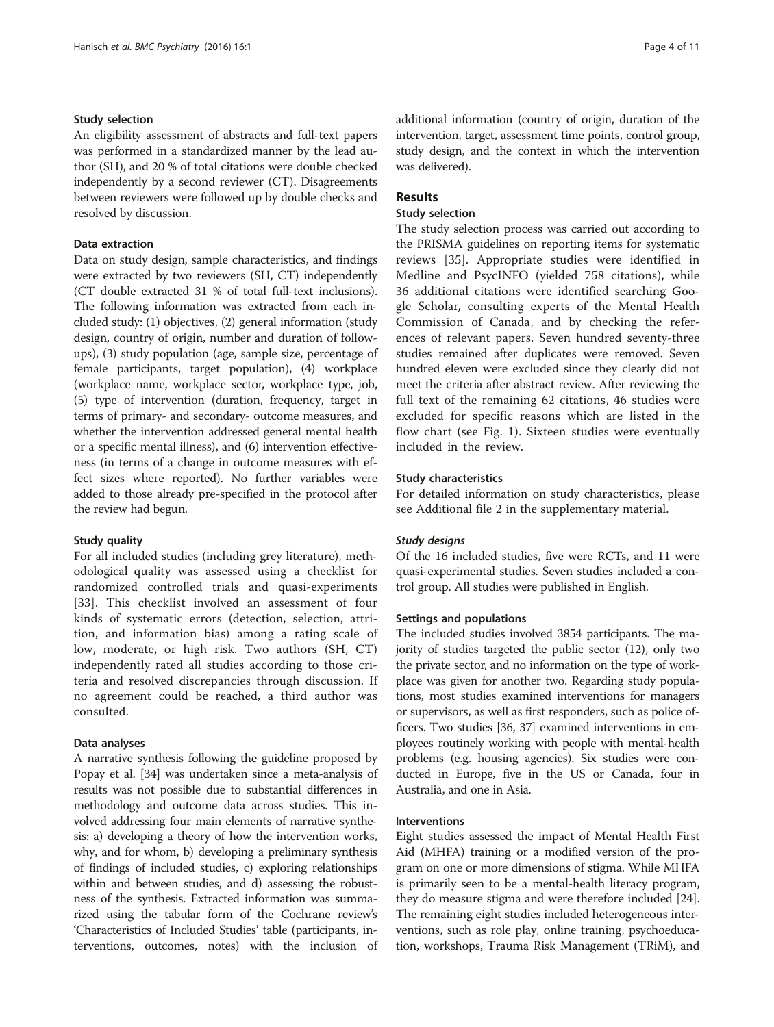### Study selection

An eligibility assessment of abstracts and full-text papers was performed in a standardized manner by the lead author (SH), and 20 % of total citations were double checked independently by a second reviewer (CT). Disagreements between reviewers were followed up by double checks and resolved by discussion.

### Data extraction

Data on study design, sample characteristics, and findings were extracted by two reviewers (SH, CT) independently (CT double extracted 31 % of total full-text inclusions). The following information was extracted from each included study: (1) objectives, (2) general information (study design, country of origin, number and duration of follow-ups), (3) study population (age, sample size, percentage of female participants, target population), (4) workplace (workplace name, workplace sector, workplace type, job, (5) type of intervention (duration, frequency, target in terms of primary- and secondary- outcome measures, and whether the intervention addressed general mental health or a specific mental illness), and (6) intervention effectiveness (in terms of a change in outcome measures with effect sizes where reported). No further variables were added to those already pre-specified in the protocol after the review had begun.

### Study quality

For all included studies (including grey literature), methodological quality was assessed using a checklist for randomized controlled trials and quasi-experiments [33]. This checklist involved an assessment of four kinds of systematic errors (detection, selection, attrition, and information bias) among a rating scale of low, moderate, or high risk. Two authors (SH, CT) independently rated all studies according to those criteria and resolved discrepancies through discussion. If no agreement could be reached, a third author was consulted.

### Data analyses

A narrative synthesis following the guideline proposed by Popay et al. [34] was undertaken since a meta-analysis of results was not possible due to substantial differences in methodology and outcome data across studies. This involved addressing four main elements of narrative synthesis: a) developing a theory of how the intervention works, why, and for whom, b) developing a preliminary synthesis of findings of included studies, c) exploring relationships within and between studies, and d) assessing the robustness of the synthesis. Extracted information was summarized using the tabular form of the Cochrane review's 'Characteristics of Included Studies' table (participants, interventions, outcomes, notes) with the inclusion of additional information (country of origin, duration of the intervention, target, assessment time points, control group, study design, and the context in which the intervention was delivered).

## Results

### Study selection

The study selection process was carried out according to the PRISMA guidelines on reporting items for systematic reviews [35]. Appropriate studies were identified in Medline and PsycINFO (yielded 758 citations), while 36 additional citations were identified searching Google Scholar, consulting experts of the Mental Health Commission of Canada, and by checking the references of relevant papers. Seven hundred seventy-three studies remained after duplicates were removed. Seven hundred eleven were excluded since they clearly did not meet the criteria after abstract review. After reviewing the full text of the remaining 62 citations, 46 studies were excluded for specific reasons which are listed in the flow chart (see Fig. 1). Sixteen studies were eventually included in the review.

### Study characteristics

For detailed information on study characteristics, please see Additional file 2 in the supplementary material.

#### *Study designs*

Of the 16 included studies, five were RCTs, and 11 were quasi-experimental studies. Seven studies included a control group. All studies were published in English.

#### Settings and populations

The included studies involved 3854 participants. The majority of studies targeted the public sector (12), only two the private sector, and no information on the type of workplace was given for another two. Regarding study populations, most studies examined interventions for managers or supervisors, as well as first responders, such as police officers. Two studies [36, 37] examined interventions in employees routinely working with people with mental-health problems (e.g. housing agencies). Six studies were conducted in Europe, five in the US or Canada, four in Australia, and one in Asia.

#### Interventions

Eight studies assessed the impact of Mental Health First Aid (MHFA) training or a modified version of the program on one or more dimensions of stigma. While MHFA is primarily seen to be a mental-health literacy program, they do measure stigma and were therefore included [24]. The remaining eight studies included heterogeneous interventions, such as role play, online training, psychoeducation, workshops, Trauma Risk Management (TRiM), and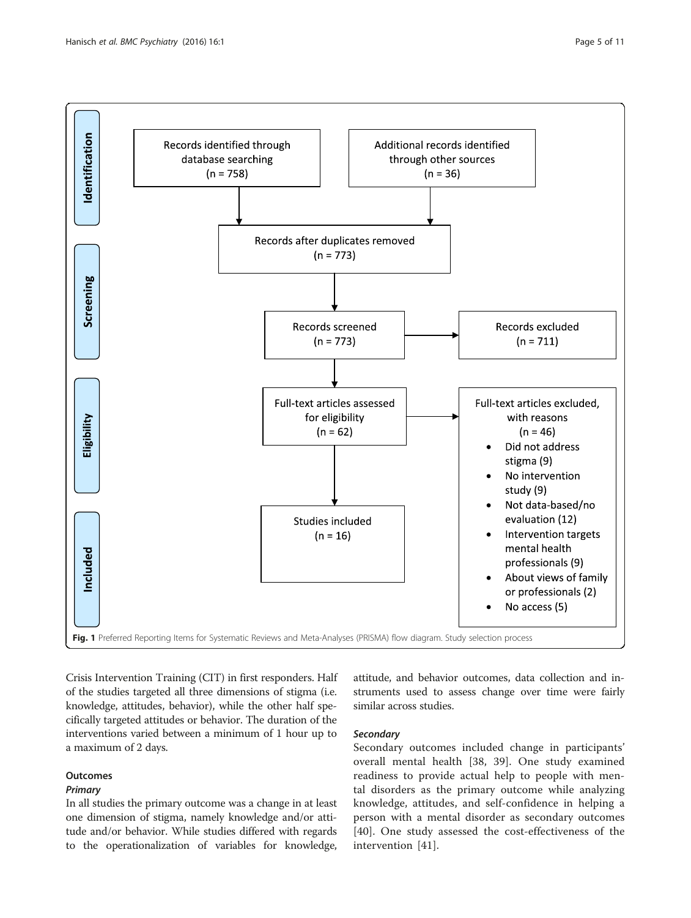**Identification**

Records identified through database searching (n = 758)

Additional records identified through other sources (n = 36)

Records after duplicates removed (n = 773)

**Screening**

Records screened (n = 773)

Records excluded (n = 711)

**Eligibility**

Full-text articles assessed for eligibility (n = 62)

Full-text articles excluded, with reasons (n = 46)

- Did not address stigma (9)
- No intervention study (9)
- Not data-based/no evaluation (12)
- Intervention targets mental health professionals (9)
- About views of family or professionals (2)
- No access (5)

**Included**

Studies included (n = 16)

**Fig. 1** Preferred Reporting Items for Systematic Reviews and Meta-Analyses (PRISMA) flow diagram. Study selection process

Crisis Intervention Training (CIT) in first responders. Half of the studies targeted all three dimensions of stigma (i.e. knowledge, attitudes, behavior), while the other half specifically targeted attitudes or behavior. The duration of the interventions varied between a minimum of 1 hour up to a maximum of 2 days.

## Outcomes

### *Primary*

In all studies the primary outcome was a change in at least one dimension of stigma, namely knowledge and/or attitude and/or behavior. While studies differed with regards to the operationalization of variables for knowledge, attitude, and behavior outcomes, data collection and instruments used to assess change over time were fairly similar across studies.

### *Secondary*

Secondary outcomes included change in participants' overall mental health [38, 39]. One study examined readiness to provide actual help to people with mental disorders as the primary outcome while analyzing knowledge, attitudes, and self-confidence in helping a person with a mental disorder as secondary outcomes [40]. One study assessed the cost-effectiveness of the intervention [41].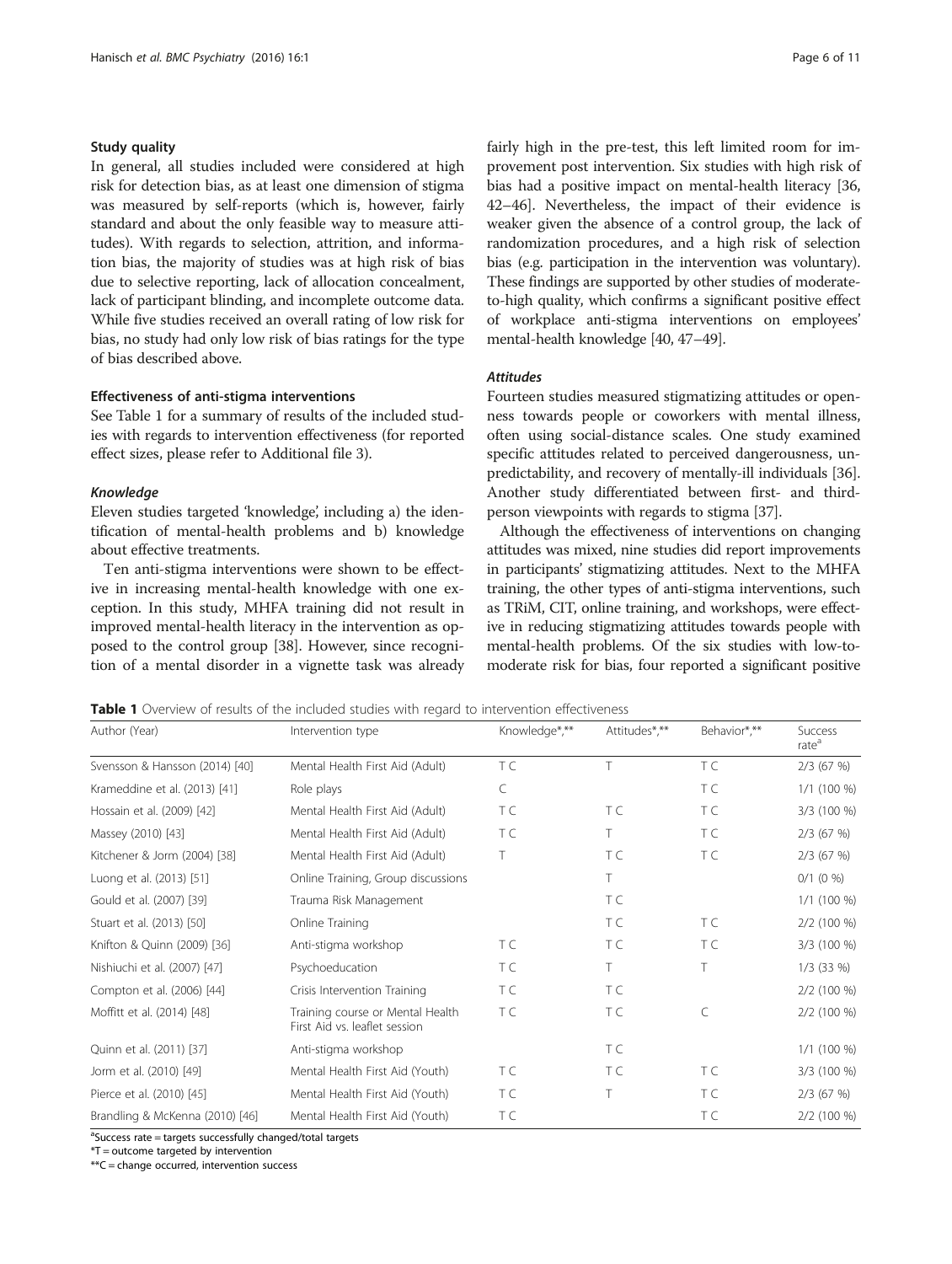### Study quality

In general, all studies included were considered at high risk for detection bias, as at least one dimension of stigma was measured by self-reports (which is, however, fairly standard and about the only feasible way to measure attitudes). With regards to selection, attrition, and information bias, the majority of studies was at high risk of bias due to selective reporting, lack of allocation concealment, lack of participant blinding, and incomplete outcome data. While five studies received an overall rating of low risk for bias, no study had only low risk of bias ratings for the type of bias described above.

### Effectiveness of anti-stigma interventions

See Table 1 for a summary of results of the included studies with regards to intervention effectiveness (for reported effect sizes, please refer to Additional file 3).

#### *Knowledge*

Eleven studies targeted 'knowledge', including a) the identification of mental-health problems and b) knowledge about effective treatments.

Ten anti-stigma interventions were shown to be effective in increasing mental-health knowledge with one exception. In this study, MHFA training did not result in improved mental-health literacy in the intervention as opposed to the control group [38]. However, since recognition of a mental disorder in a vignette task was already fairly high in the pre-test, this left limited room for improvement post intervention. Six studies with high risk of bias had a positive impact on mental-health literacy [36, 42–46]. Nevertheless, the impact of their evidence is weaker given the absence of a control group, the lack of randomization procedures, and a high risk of selection bias (e.g. participation in the intervention was voluntary). These findings are supported by other studies of moderate-to-high quality, which confirms a significant positive effect of workplace anti-stigma interventions on employees' mental-health knowledge [40, 47–49].

#### *Attitudes*

Fourteen studies measured stigmatizing attitudes or openness towards people or coworkers with mental illness, often using social-distance scales. One study examined specific attitudes related to perceived dangerousness, unpredictability, and recovery of mentally-ill individuals [36]. Another study differentiated between first- and third-person viewpoints with regards to stigma [37].

Although the effectiveness of interventions on changing attitudes was mixed, nine studies did report improvements in participants' stigmatizing attitudes. Next to the MHFA training, the other types of anti-stigma interventions, such as TRiM, CIT, online training, and workshops, were effective in reducing stigmatizing attitudes towards people with mental-health problems. Of the six studies with low-to-moderate risk for bias, four reported a significant positive

**Table 1** Overview of results of the included studies with regard to intervention effectiveness

| Author (Year) | Intervention type | Knowledge*,** | Attitudes*,** | Behavior*,** | Success rate[a] |
|---|---|---|---|---|---|
| Svensson & Hansson (2014) [40] | Mental Health First Aid (Adult) | T C | T | T C | 2/3 (67 %) |
| Krameddine et al. (2013) [41] | Role plays | C | | T C | 1/1 (100 %) |
| Hossain et al. (2009) [42] | Mental Health First Aid (Adult) | T C | T C | T C | 3/3 (100 %) |
| Massey (2010) [43] | Mental Health First Aid (Adult) | T C | T | T C | 2/3 (67 %) |
| Kitchener & Jorm (2004) [38] | Mental Health First Aid (Adult) | T | T C | T C | 2/3 (67 %) |
| Luong et al. (2013) [51] | Online Training, Group discussions | | T | | 0/1 (0 %) |
| Gould et al. (2007) [39] | Trauma Risk Management | | T C | | 1/1 (100 %) |
| Stuart et al. (2013) [50] | Online Training | | T C | T C | 2/2 (100 %) |
| Knifton & Quinn (2009) [36] | Anti-stigma workshop | T C | T C | T C | 3/3 (100 %) |
| Nishiuchi et al. (2007) [47] | Psychoeducation | T C | T | T | 1/3 (33 %) |
| Compton et al. (2006) [44] | Crisis Intervention Training | T C | T C | | 2/2 (100 %) |
| Moffitt et al. (2014) [48] | Training course or Mental Health First Aid vs. leaflet session | T C | T C | C | 2/2 (100 %) |
| Quinn et al. (2011) [37] | Anti-stigma workshop | | T C | | 1/1 (100 %) |
| Jorm et al. (2010) [49] | Mental Health First Aid (Youth) | T C | T C | T C | 3/3 (100 %) |
| Pierce et al. (2010) [45] | Mental Health First Aid (Youth) | T C | T | T C | 2/3 (67 %) |
| Brandling & McKenna (2010) [46] | Mental Health First Aid (Youth) | T C | | T C | 2/2 (100 %) |

[a]Success rate = targets successfully changed/total targets

*T = outcome targeted by intervention

**C = change occurred, intervention success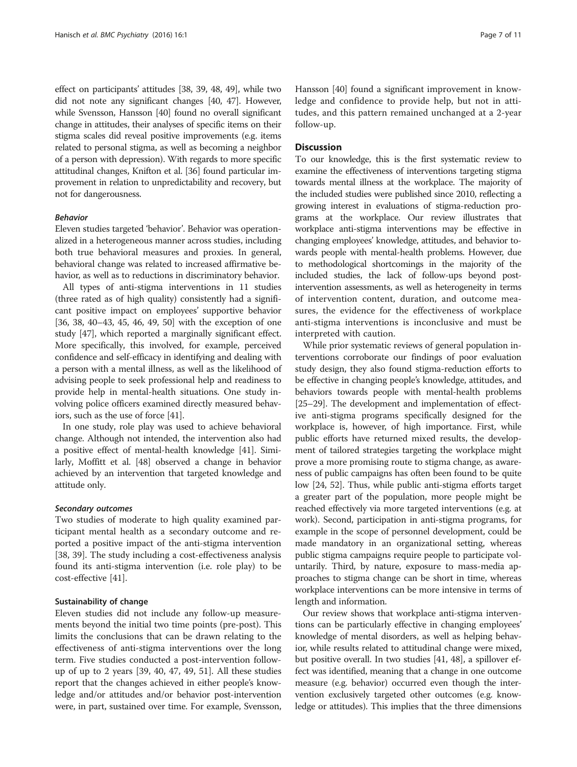effect on participants' attitudes [38, 39, 48, 49], while two did not note any significant changes [40, 47]. However, while Svensson, Hansson [40] found no overall significant change in attitudes, their analyses of specific items on their stigma scales did reveal positive improvements (e.g. items related to personal stigma, as well as becoming a neighbor of a person with depression). With regards to more specific attitudinal changes, Knifton et al. [36] found particular improvement in relation to unpredictability and recovery, but not for dangerousness.

#### Behavior

Eleven studies targeted 'behavior'. Behavior was operationalized in a heterogeneous manner across studies, including both true behavioral measures and proxies. In general, behavioral change was related to increased affirmative behavior, as well as to reductions in discriminatory behavior.

All types of anti-stigma interventions in 11 studies (three rated as of high quality) consistently had a significant positive impact on employees' supportive behavior [36, 38, 40–43, 45, 46, 49, 50] with the exception of one study [47], which reported a marginally significant effect. More specifically, this involved, for example, perceived confidence and self-efficacy in identifying and dealing with a person with a mental illness, as well as the likelihood of advising people to seek professional help and readiness to provide help in mental-health situations. One study involving police officers examined directly measured behaviors, such as the use of force [41].

In one study, role play was used to achieve behavioral change. Although not intended, the intervention also had a positive effect of mental-health knowledge [41]. Similarly, Moffitt et al. [48] observed a change in behavior achieved by an intervention that targeted knowledge and attitude only.

#### Secondary outcomes

Two studies of moderate to high quality examined participant mental health as a secondary outcome and reported a positive impact of the anti-stigma intervention [38, 39]. The study including a cost-effectiveness analysis found its anti-stigma intervention (i.e. role play) to be cost-effective [41].

### Sustainability of change

Eleven studies did not include any follow-up measurements beyond the initial two time points (pre-post). This limits the conclusions that can be drawn relating to the effectiveness of anti-stigma interventions over the long term. Five studies conducted a post-intervention follow-up of up to 2 years [39, 40, 47, 49, 51]. All these studies report that the changes achieved in either people's knowledge and/or attitudes and/or behavior post-intervention were, in part, sustained over time. For example, Svensson, Hansson [40] found a significant improvement in knowledge and confidence to provide help, but not in attitudes, and this pattern remained unchanged at a 2-year follow-up.

## Discussion

To our knowledge, this is the first systematic review to examine the effectiveness of interventions targeting stigma towards mental illness at the workplace. The majority of the included studies were published since 2010, reflecting a growing interest in evaluations of stigma-reduction programs at the workplace. Our review illustrates that workplace anti-stigma interventions may be effective in changing employees' knowledge, attitudes, and behavior towards people with mental-health problems. However, due to methodological shortcomings in the majority of the included studies, the lack of follow-ups beyond post-intervention assessments, as well as heterogeneity in terms of intervention content, duration, and outcome measures, the evidence for the effectiveness of workplace anti-stigma interventions is inconclusive and must be interpreted with caution.

While prior systematic reviews of general population interventions corroborate our findings of poor evaluation study design, they also found stigma-reduction efforts to be effective in changing people's knowledge, attitudes, and behaviors towards people with mental-health problems [25–29]. The development and implementation of effective anti-stigma programs specifically designed for the workplace is, however, of high importance. First, while public efforts have returned mixed results, the development of tailored strategies targeting the workplace might prove a more promising route to stigma change, as awareness of public campaigns has often been found to be quite low [24, 52]. Thus, while public anti-stigma efforts target a greater part of the population, more people might be reached effectively via more targeted interventions (e.g. at work). Second, participation in anti-stigma programs, for example in the scope of personnel development, could be made mandatory in an organizational setting, whereas public stigma campaigns require people to participate voluntarily. Third, by nature, exposure to mass-media approaches to stigma change can be short in time, whereas workplace interventions can be more intensive in terms of length and information.

Our review shows that workplace anti-stigma interventions can be particularly effective in changing employees' knowledge of mental disorders, as well as helping behavior, while results related to attitudinal change were mixed, but positive overall. In two studies [41, 48], a spillover effect was identified, meaning that a change in one outcome measure (e.g. behavior) occurred even though the intervention exclusively targeted other outcomes (e.g. knowledge or attitudes). This implies that the three dimensions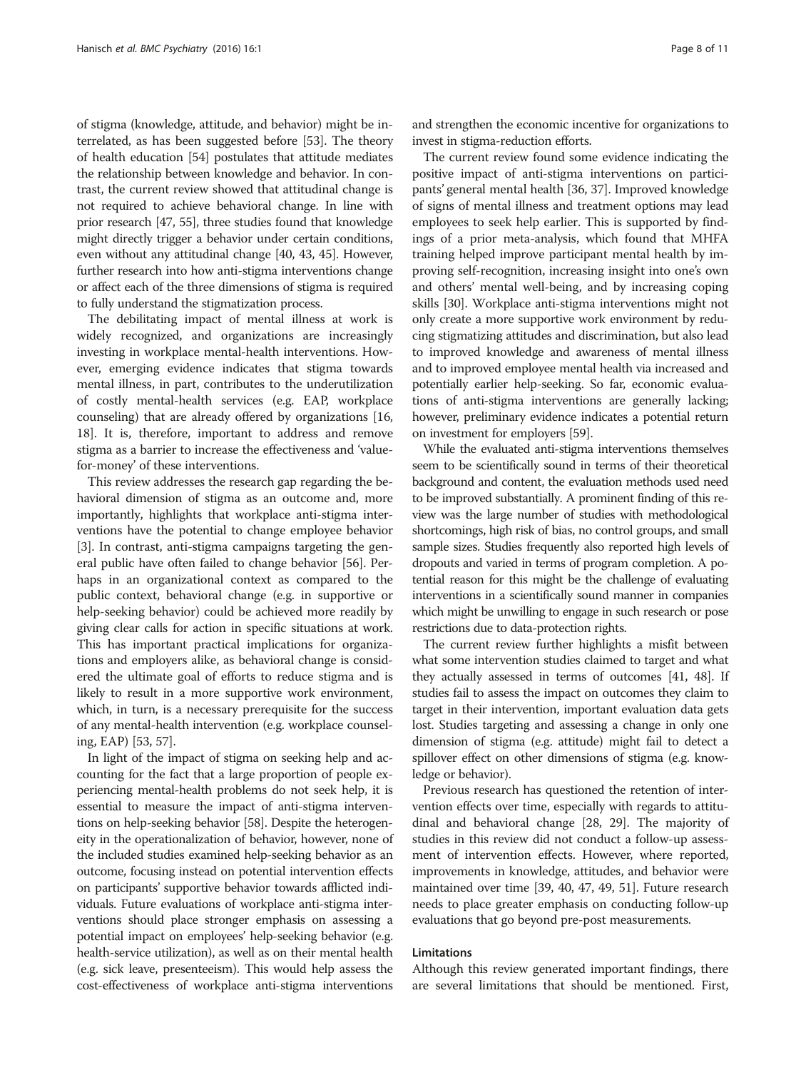of stigma (knowledge, attitude, and behavior) might be interrelated, as has been suggested before [53]. The theory of health education [54] postulates that attitude mediates the relationship between knowledge and behavior. In contrast, the current review showed that attitudinal change is not required to achieve behavioral change. In line with prior research [47, 55], three studies found that knowledge might directly trigger a behavior under certain conditions, even without any attitudinal change [40, 43, 45]. However, further research into how anti-stigma interventions change or affect each of the three dimensions of stigma is required to fully understand the stigmatization process.

The debilitating impact of mental illness at work is widely recognized, and organizations are increasingly investing in workplace mental-health interventions. However, emerging evidence indicates that stigma towards mental illness, in part, contributes to the underutilization of costly mental-health services (e.g. EAP, workplace counseling) that are already offered by organizations [16, 18]. It is, therefore, important to address and remove stigma as a barrier to increase the effectiveness and 'value-for-money' of these interventions.

This review addresses the research gap regarding the behavioral dimension of stigma as an outcome and, more importantly, highlights that workplace anti-stigma interventions have the potential to change employee behavior [3]. In contrast, anti-stigma campaigns targeting the general public have often failed to change behavior [56]. Perhaps in an organizational context as compared to the public context, behavioral change (e.g. in supportive or help-seeking behavior) could be achieved more readily by giving clear calls for action in specific situations at work. This has important practical implications for organizations and employers alike, as behavioral change is considered the ultimate goal of efforts to reduce stigma and is likely to result in a more supportive work environment, which, in turn, is a necessary prerequisite for the success of any mental-health intervention (e.g. workplace counseling, EAP) [53, 57].

In light of the impact of stigma on seeking help and accounting for the fact that a large proportion of people experiencing mental-health problems do not seek help, it is essential to measure the impact of anti-stigma interventions on help-seeking behavior [58]. Despite the heterogeneity in the operationalization of behavior, however, none of the included studies examined help-seeking behavior as an outcome, focusing instead on potential intervention effects on participants' supportive behavior towards afflicted individuals. Future evaluations of workplace anti-stigma interventions should place stronger emphasis on assessing a potential impact on employees' help-seeking behavior (e.g. health-service utilization), as well as on their mental health (e.g. sick leave, presenteeism). This would help assess the cost-effectiveness of workplace anti-stigma interventions and strengthen the economic incentive for organizations to invest in stigma-reduction efforts.

The current review found some evidence indicating the positive impact of anti-stigma interventions on participants' general mental health [36, 37]. Improved knowledge of signs of mental illness and treatment options may lead employees to seek help earlier. This is supported by findings of a prior meta-analysis, which found that MHFA training helped improve participant mental health by improving self-recognition, increasing insight into one's own and others' mental well-being, and by increasing coping skills [30]. Workplace anti-stigma interventions might not only create a more supportive work environment by reducing stigmatizing attitudes and discrimination, but also lead to improved knowledge and awareness of mental illness and to improved employee mental health via increased and potentially earlier help-seeking. So far, economic evaluations of anti-stigma interventions are generally lacking; however, preliminary evidence indicates a potential return on investment for employers [59].

While the evaluated anti-stigma interventions themselves seem to be scientifically sound in terms of their theoretical background and content, the evaluation methods used need to be improved substantially. A prominent finding of this review was the large number of studies with methodological shortcomings, high risk of bias, no control groups, and small sample sizes. Studies frequently also reported high levels of dropouts and varied in terms of program completion. A potential reason for this might be the challenge of evaluating interventions in a scientifically sound manner in companies which might be unwilling to engage in such research or pose restrictions due to data-protection rights.

The current review further highlights a misfit between what some intervention studies claimed to target and what they actually assessed in terms of outcomes [41, 48]. If studies fail to assess the impact on outcomes they claim to target in their intervention, important evaluation data gets lost. Studies targeting and assessing a change in only one dimension of stigma (e.g. attitude) might fail to detect a spillover effect on other dimensions of stigma (e.g. knowledge or behavior).

Previous research has questioned the retention of intervention effects over time, especially with regards to attitudinal and behavioral change [28, 29]. The majority of studies in this review did not conduct a follow-up assessment of intervention effects. However, where reported, improvements in knowledge, attitudes, and behavior were maintained over time [39, 40, 47, 49, 51]. Future research needs to place greater emphasis on conducting follow-up evaluations that go beyond pre-post measurements.

### Limitations

Although this review generated important findings, there are several limitations that should be mentioned. First,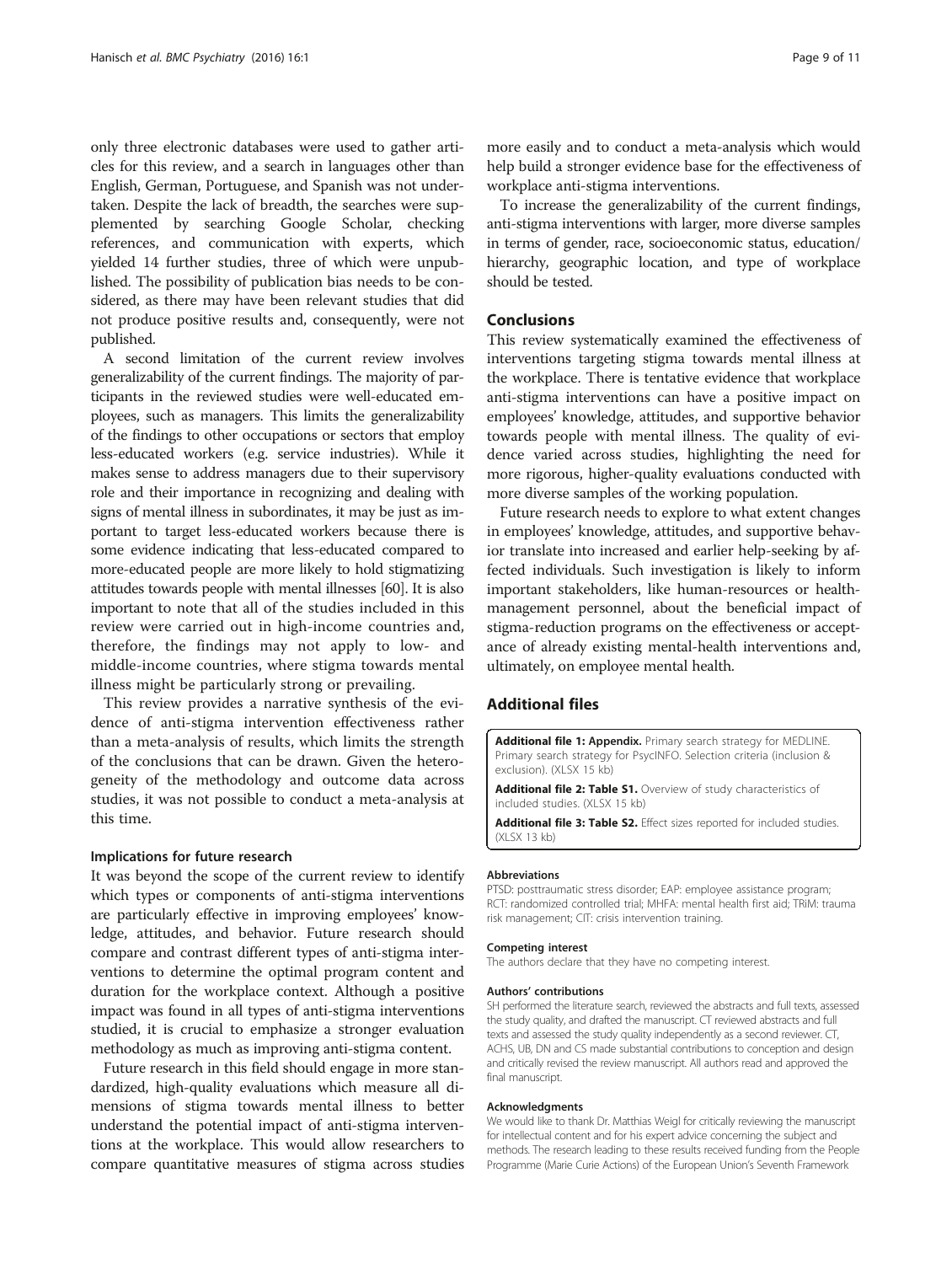only three electronic databases were used to gather articles for this review, and a search in languages other than English, German, Portuguese, and Spanish was not undertaken. Despite the lack of breadth, the searches were supplemented by searching Google Scholar, checking references, and communication with experts, which yielded 14 further studies, three of which were unpublished. The possibility of publication bias needs to be considered, as there may have been relevant studies that did not produce positive results and, consequently, were not published.

A second limitation of the current review involves generalizability of the current findings. The majority of participants in the reviewed studies were well-educated employees, such as managers. This limits the generalizability of the findings to other occupations or sectors that employ less-educated workers (e.g. service industries). While it makes sense to address managers due to their supervisory role and their importance in recognizing and dealing with signs of mental illness in subordinates, it may be just as important to target less-educated workers because there is some evidence indicating that less-educated compared to more-educated people are more likely to hold stigmatizing attitudes towards people with mental illnesses [60]. It is also important to note that all of the studies included in this review were carried out in high-income countries and, therefore, the findings may not apply to low- and middle-income countries, where stigma towards mental illness might be particularly strong or prevailing.

This review provides a narrative synthesis of the evidence of anti-stigma intervention effectiveness rather than a meta-analysis of results, which limits the strength of the conclusions that can be drawn. Given the heterogeneity of the methodology and outcome data across studies, it was not possible to conduct a meta-analysis at this time.

### Implications for future research

It was beyond the scope of the current review to identify which types or components of anti-stigma interventions are particularly effective in improving employees' knowledge, attitudes, and behavior. Future research should compare and contrast different types of anti-stigma interventions to determine the optimal program content and duration for the workplace context. Although a positive impact was found in all types of anti-stigma interventions studied, it is crucial to emphasize a stronger evaluation methodology as much as improving anti-stigma content.

Future research in this field should engage in more standardized, high-quality evaluations which measure all dimensions of stigma towards mental illness to better understand the potential impact of anti-stigma interventions at the workplace. This would allow researchers to compare quantitative measures of stigma across studies more easily and to conduct a meta-analysis which would help build a stronger evidence base for the effectiveness of workplace anti-stigma interventions.

To increase the generalizability of the current findings, anti-stigma interventions with larger, more diverse samples in terms of gender, race, socioeconomic status, education/hierarchy, geographic location, and type of workplace should be tested.

## Conclusions

This review systematically examined the effectiveness of interventions targeting stigma towards mental illness at the workplace. There is tentative evidence that workplace anti-stigma interventions can have a positive impact on employees' knowledge, attitudes, and supportive behavior towards people with mental illness. The quality of evidence varied across studies, highlighting the need for more rigorous, higher-quality evaluations conducted with more diverse samples of the working population.

Future research needs to explore to what extent changes in employees' knowledge, attitudes, and supportive behavior translate into increased and earlier help-seeking by affected individuals. Such investigation is likely to inform important stakeholders, like human-resources or health-management personnel, about the beneficial impact of stigma-reduction programs on the effectiveness or acceptance of already existing mental-health interventions and, ultimately, on employee mental health.

## Additional files

**Additional file 1: Appendix.** Primary search strategy for MEDLINE. Primary search strategy for PsycINFO. Selection criteria (inclusion & exclusion). (XLSX 15 kb)

**Additional file 2: Table S1.** Overview of study characteristics of included studies. (XLSX 15 kb)

**Additional file 3: Table S2.** Effect sizes reported for included studies. (XLSX 13 kb)

#### Abbreviations

PTSD: posttraumatic stress disorder; EAP: employee assistance program; RCT: randomized controlled trial; MHFA: mental health first aid; TRiM: trauma risk management; CIT: crisis intervention training.

#### Competing interest

The authors declare that they have no competing interest.

#### Authors' contributions

SH performed the literature search, reviewed the abstracts and full texts, assessed the study quality, and drafted the manuscript. CT reviewed abstracts and full texts and assessed the study quality independently as a second reviewer. CT, ACHS, UB, DN and CS made substantial contributions to conception and design and critically revised the review manuscript. All authors read and approved the final manuscript.

#### Acknowledgments

We would like to thank Dr. Matthias Weigl for critically reviewing the manuscript for intellectual content and for his expert advice concerning the subject and methods. The research leading to these results received funding from the People Programme (Marie Curie Actions) of the European Union's Seventh Framework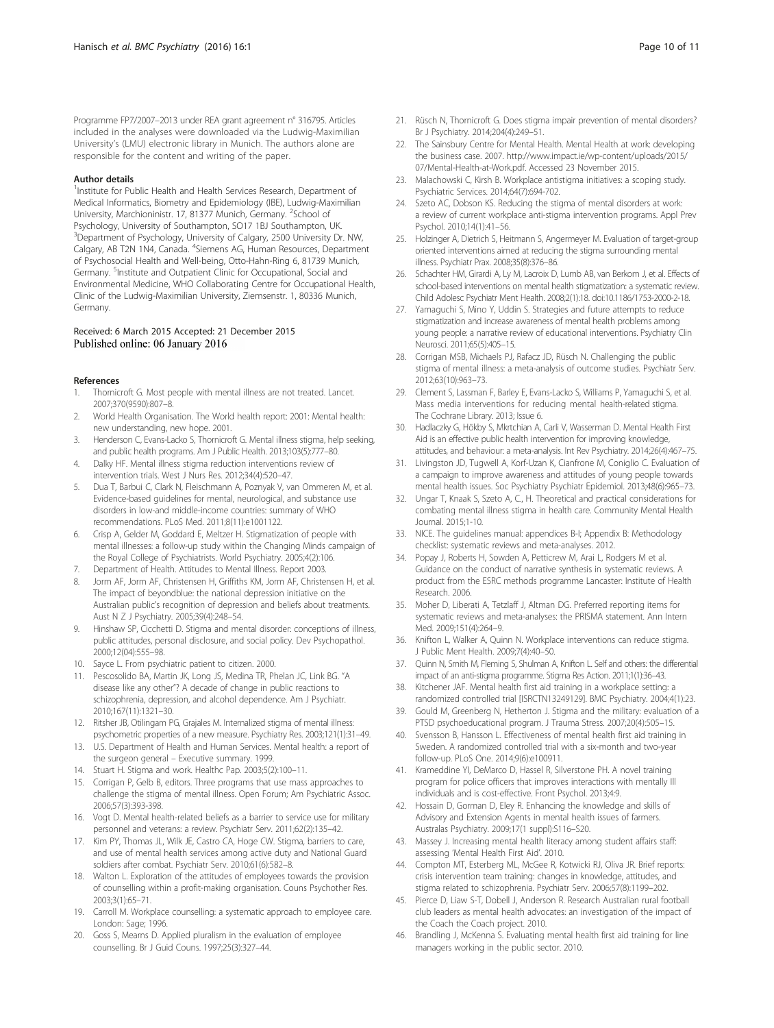Programme FP7/2007–2013 under REA grant agreement n° 316795. Articles included in the analyses were downloaded via the Ludwig-Maximilian University's (LMU) electronic library in Munich. The authors alone are responsible for the content and writing of the paper.

#### Author details

[1]Institute for Public Health and Health Services Research, Department of Medical Informatics, Biometry and Epidemiology (IBE), Ludwig-Maximilian University, Marchioninistr. 17, 81377 Munich, Germany. [2]School of Psychology, University of Southampton, SO17 1BJ Southampton, UK. [3]Department of Psychology, University of Calgary, 2500 University Dr. NW, Calgary, AB T2N 1N4, Canada. [4]Siemens AG, Human Resources, Department of Psychosocial Health and Well-being, Otto-Hahn-Ring 6, 81739 Munich, Germany. [5]Institute and Outpatient Clinic for Occupational, Social and Environmental Medicine, WHO Collaborating Centre for Occupational Health, Clinic of the Ludwig-Maximilian University, Ziemsenstr. 1, 80336 Munich, Germany.

Received: 6 March 2015 Accepted: 21 December 2015
Published online: 06 January 2016

#### References

1. Thornicroft G. Most people with mental illness are not treated. Lancet. 2007;370(9590):807–8.
2. World Health Organisation. The World health report: 2001: Mental health: new understanding, new hope. 2001.
3. Henderson C, Evans-Lacko S, Thornicroft G. Mental illness stigma, help seeking, and public health programs. Am J Public Health. 2013;103(5):777–80.
4. Dalky HF. Mental illness stigma reduction interventions review of intervention trials. West J Nurs Res. 2012;34(4):520–47.
5. Dua T, Barbui C, Clark N, Fleischmann A, Poznyak V, van Ommeren M, et al. Evidence-based guidelines for mental, neurological, and substance use disorders in low-and middle-income countries: summary of WHO recommendations. PLoS Med. 2011;8(11):e1001122.
6. Crisp A, Gelder M, Goddard E, Meltzer H. Stigmatization of people with mental illnesses: a follow-up study within the Changing Minds campaign of the Royal College of Psychiatrists. World Psychiatry. 2005;4(2):106.
7. Department of Health. Attitudes to Mental Illness. Report 2003.
8. Jorm AF, Jorm AF, Christensen H, Griffiths KM, Jorm AF, Christensen H, et al. The impact of beyondblue: the national depression initiative on the Australian public's recognition of depression and beliefs about treatments. Aust N Z J Psychiatry. 2005;39(4):248–54.
9. Hinshaw SP, Cicchetti D. Stigma and mental disorder: conceptions of illness, public attitudes, personal disclosure, and social policy. Dev Psychopathol. 2000;12(04):555–98.
10. Sayce L. From psychiatric patient to citizen. 2000.
11. Pescosolido BA, Martin JK, Long JS, Medina TR, Phelan JC, Link BG. "A disease like any other"? A decade of change in public reactions to schizophrenia, depression, and alcohol dependence. Am J Psychiatr. 2010;167(11):1321–30.
12. Ritsher JB, Otilingam PG, Grajales M. Internalized stigma of mental illness: psychometric properties of a new measure. Psychiatry Res. 2003;121(1):31–49.
13. U.S. Department of Health and Human Services. Mental health: a report of the surgeon general – Executive summary. 1999.
14. Stuart H. Stigma and work. Healthc Pap. 2003;5(2):100–11.
15. Corrigan P, Gelb B, editors. Three programs that use mass approaches to challenge the stigma of mental illness. Open Forum; Am Psychiatric Assoc. 2006;57(3):393-398.
16. Vogt D. Mental health-related beliefs as a barrier to service use for military personnel and veterans: a review. Psychiatr Serv. 2011;62(2):135–42.
17. Kim PY, Thomas JL, Wilk JE, Castro CA, Hoge CW. Stigma, barriers to care, and use of mental health services among active duty and National Guard soldiers after combat. Psychiatr Serv. 2010;61(6):582–8.
18. Walton L. Exploration of the attitudes of employees towards the provision of counselling within a profit-making organisation. Couns Psychother Res. 2003;3(1):65–71.
19. Carroll M. Workplace counselling: a systematic approach to employee care. London: Sage; 1996.
20. Goss S, Mearns D. Applied pluralism in the evaluation of employee counselling. Br J Guid Couns. 1997;25(3):327–44.
21. Rüsch N, Thornicroft G. Does stigma impair prevention of mental disorders? Br J Psychiatry. 2014;204(4):249–51.
22. The Sainsbury Centre for Mental Health. Mental Health at work: developing the business case. 2007. http://www.impact.ie/wp-content/uploads/2015/07/Mental-Health-at-Work.pdf. Accessed 23 November 2015.
23. Malachowski C, Kirsh B. Workplace antistigma initiatives: a scoping study. Psychiatric Services. 2014;64(7):694-702.
24. Szeto AC, Dobson KS. Reducing the stigma of mental disorders at work: a review of current workplace anti-stigma intervention programs. Appl Prev Psychol. 2010;14(1):41–56.
25. Holzinger A, Dietrich S, Heitmann S, Angermeyer M. Evaluation of target-group oriented interventions aimed at reducing the stigma surrounding mental illness. Psychiatr Prax. 2008;35(8):376–86.
26. Schachter HM, Girardi A, Ly M, Lacroix D, Lumb AB, van Berkom J, et al. Effects of school-based interventions on mental health stigmatization: a systematic review. Child Adolesc Psychiatr Ment Health. 2008;2(1):18. doi:10.1186/1753-2000-2-18.
27. Yamaguchi S, Mino Y, Uddin S. Strategies and future attempts to reduce stigmatization and increase awareness of mental health problems among young people: a narrative review of educational interventions. Psychiatry Clin Neurosci. 2011;65(5):405–15.
28. Corrigan MSB, Michaels PJ, Rafacz JD, Rüsch N. Challenging the public stigma of mental illness: a meta-analysis of outcome studies. Psychiatr Serv. 2012;63(10):963–73.
29. Clement S, Lassman F, Barley E, Evans-Lacko S, Williams P, Yamaguchi S, et al. Mass media interventions for reducing mental health-related stigma. The Cochrane Library. 2013; Issue 6.
30. Hadlaczky G, Hökby S, Mkrtchian A, Carli V, Wasserman D. Mental Health First Aid is an effective public health intervention for improving knowledge, attitudes, and behaviour: a meta-analysis. Int Rev Psychiatry. 2014;26(4):467–75.
31. Livingston JD, Tugwell A, Korf-Uzan K, Cianfrone M, Coniglio C. Evaluation of a campaign to improve awareness and attitudes of young people towards mental health issues. Soc Psychiatry Psychiatr Epidemiol. 2013;48(6):965–73.
32. Ungar T, Knaak S, Szeto A, C., H. Theoretical and practical considerations for combating mental illness stigma in health care. Community Mental Health Journal. 2015;1-10.
33. NICE. The guidelines manual: appendices B-I; Appendix B: Methodology checklist: systematic reviews and meta-analyses. 2012.
34. Popay J, Roberts H, Sowden A, Petticrew M, Arai L, Rodgers M et al. Guidance on the conduct of narrative synthesis in systematic reviews. A product from the ESRC methods programme Lancaster: Institute of Health Research. 2006.
35. Moher D, Liberati A, Tetzlaff J, Altman DG. Preferred reporting items for systematic reviews and meta-analyses: the PRISMA statement. Ann Intern Med. 2009;151(4):264–9.
36. Knifton L, Walker A, Quinn N. Workplace interventions can reduce stigma. J Public Ment Health. 2009;7(4):40–50.
37. Quinn N, Smith M, Fleming S, Shulman A, Knifton L. Self and others: the differential impact of an anti-stigma programme. Stigma Res Action. 2011;1(1):36–43.
38. Kitchener JAF. Mental health first aid training in a workplace setting: a randomized controlled trial [ISRCTN13249129]. BMC Psychiatry. 2004;4(1):23.
39. Gould M, Greenberg N, Hetherton J. Stigma and the military: evaluation of a PTSD psychoeducational program. J Trauma Stress. 2007;20(4):505–15.
40. Svensson B, Hansson L. Effectiveness of mental health first aid training in Sweden. A randomized controlled trial with a six-month and two-year follow-up. PLoS One. 2014;9(6):e100911.
41. Krameddine YI, DeMarco D, Hassel R, Silverstone PH. A novel training program for police officers that improves interactions with mentally Ill individuals and is cost-effective. Front Psychol. 2013;4:9.
42. Hossain D, Gorman D, Eley R. Enhancing the knowledge and skills of Advisory and Extension Agents in mental health issues of farmers. Australas Psychiatry. 2009;17(1 suppl):S116–S20.
43. Massey J. Increasing mental health literacy among student affairs staff: assessing 'Mental Health First Aid'. 2010.
44. Compton MT, Esterberg ML, McGee R, Kotwicki RJ, Oliva JR. Brief reports: crisis intervention team training: changes in knowledge, attitudes, and stigma related to schizophrenia. Psychiatr Serv. 2006;57(8):1199–202.
45. Pierce D, Liaw S-T, Dobell J, Anderson R. Research Australian rural football club leaders as mental health advocates: an investigation of the impact of the Coach the Coach project. 2010.
46. Brandling J, McKenna S. Evaluating mental health first aid training for line managers working in the public sector. 2010.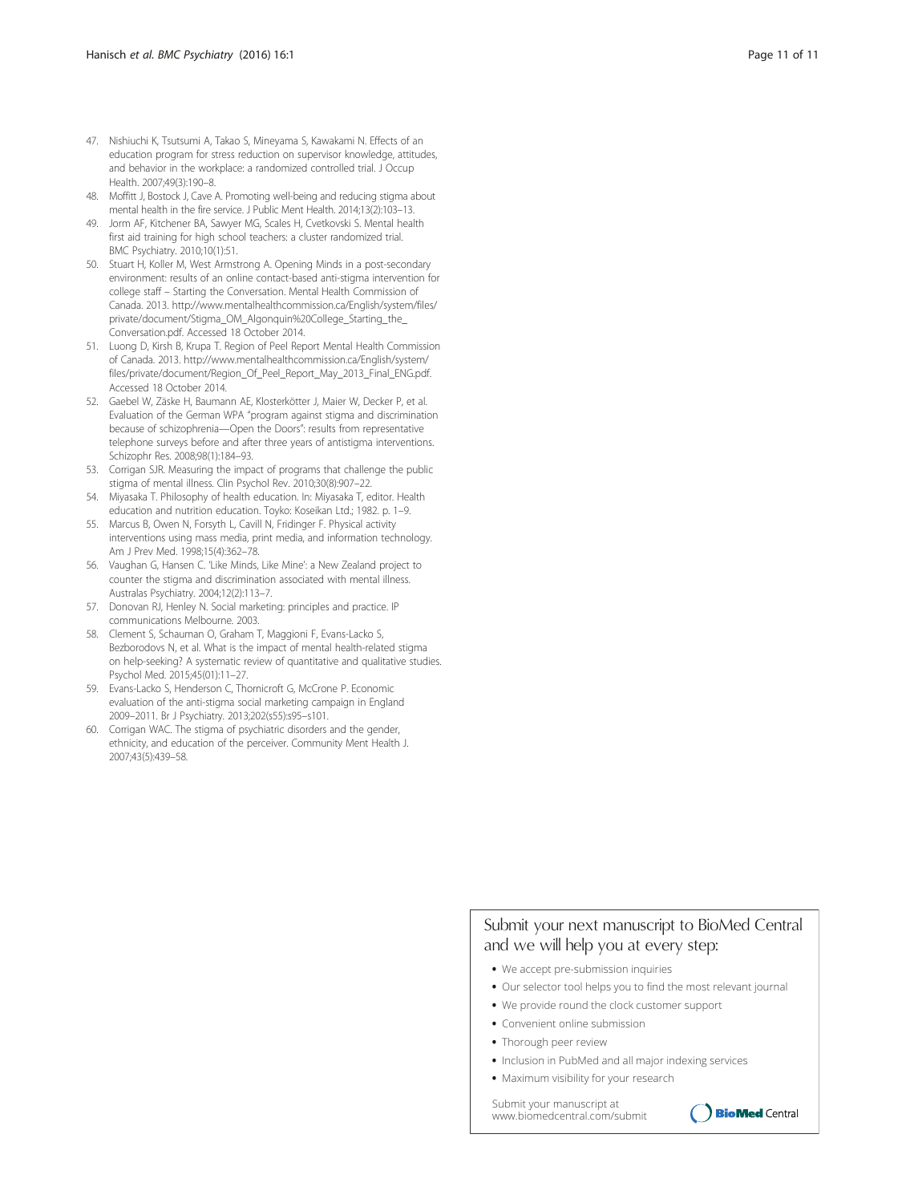47. Nishiuchi K, Tsutsumi A, Takao S, Mineyama S, Kawakami N. Effects of an education program for stress reduction on supervisor knowledge, attitudes, and behavior in the workplace: a randomized controlled trial. J Occup Health. 2007;49(3):190–8.
48. Moffitt J, Bostock J, Cave A. Promoting well-being and reducing stigma about mental health in the fire service. J Public Ment Health. 2014;13(2):103–13.
49. Jorm AF, Kitchener BA, Sawyer MG, Scales H, Cvetkovski S. Mental health first aid training for high school teachers: a cluster randomized trial. BMC Psychiatry. 2010;10(1):51.
50. Stuart H, Koller M, West Armstrong A. Opening Minds in a post-secondary environment: results of an online contact-based anti-stigma intervention for college staff – Starting the Conversation. Mental Health Commission of Canada. 2013. http://www.mentalhealthcommission.ca/English/system/files/private/document/Stigma_OM_Algonquin%20College_Starting_the_Conversation.pdf. Accessed 18 October 2014.
51. Luong D, Kirsh B, Krupa T. Region of Peel Report Mental Health Commission of Canada. 2013. http://www.mentalhealthcommission.ca/English/system/files/private/document/Region_Of_Peel_Report_May_2013_Final_ENG.pdf. Accessed 18 October 2014.
52. Gaebel W, Zäske H, Baumann AE, Klosterkötter J, Maier W, Decker P, et al. Evaluation of the German WPA "program against stigma and discrimination because of schizophrenia—Open the Doors": results from representative telephone surveys before and after three years of antistigma interventions. Schizophr Res. 2008;98(1):184–93.
53. Corrigan SJR. Measuring the impact of programs that challenge the public stigma of mental illness. Clin Psychol Rev. 2010;30(8):907–22.
54. Miyasaka T. Philosophy of health education. In: Miyasaka T, editor. Health education and nutrition education. Toyko: Koseikan Ltd.; 1982. p. 1–9.
55. Marcus B, Owen N, Forsyth L, Cavill N, Fridinger F. Physical activity interventions using mass media, print media, and information technology. Am J Prev Med. 1998;15(4):362–78.
56. Vaughan G, Hansen C. 'Like Minds, Like Mine': a New Zealand project to counter the stigma and discrimination associated with mental illness. Australas Psychiatry. 2004;12(2):113–7.
57. Donovan RJ, Henley N. Social marketing: principles and practice. IP communications Melbourne. 2003.
58. Clement S, Schauman O, Graham T, Maggioni F, Evans-Lacko S, Bezborodovs N, et al. What is the impact of mental health-related stigma on help-seeking? A systematic review of quantitative and qualitative studies. Psychol Med. 2015;45(01):11–27.
59. Evans-Lacko S, Henderson C, Thornicroft G, McCrone P. Economic evaluation of the anti-stigma social marketing campaign in England 2009–2011. Br J Psychiatry. 2013;202(s55):s95–s101.
60. Corrigan WAC. The stigma of psychiatric disorders and the gender, ethnicity, and education of the perceiver. Community Ment Health J. 2007;43(5):439–58.

Submit your next manuscript to BioMed Central and we will help you at every step:

- We accept pre-submission inquiries
- Our selector tool helps you to find the most relevant journal
- We provide round the clock customer support
- Convenient online submission
- Thorough peer review
- Inclusion in PubMed and all major indexing services
- Maximum visibility for your research

Submit your manuscript at
www.biomedcentral.com/submit

BioMed Central